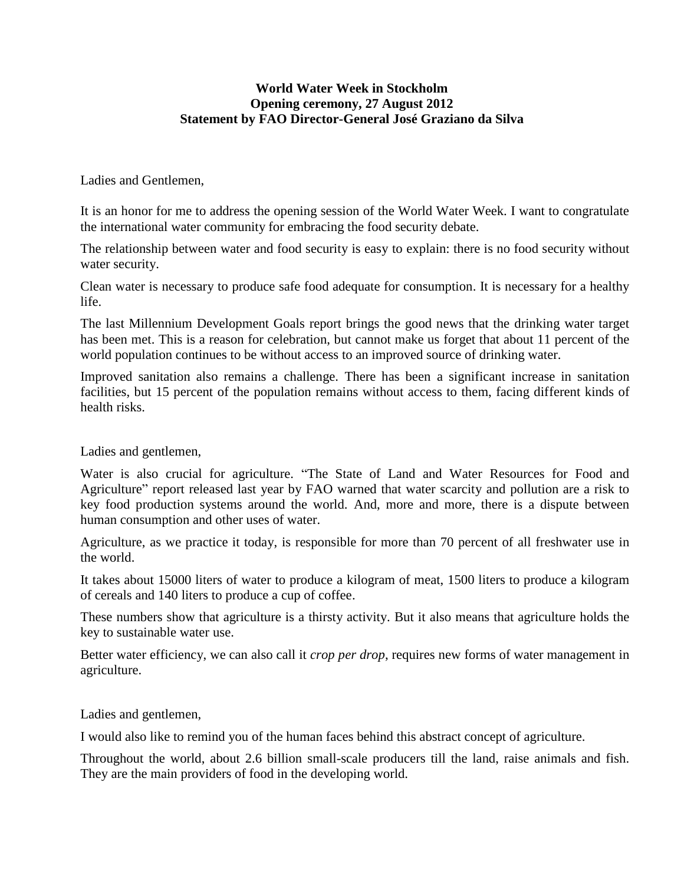**World Water Week in Stockholm**
**Opening ceremony, 27 August 2012**
**Statement by FAO Director-General José Graziano da Silva**

Ladies and Gentlemen,

It is an honor for me to address the opening session of the World Water Week. I want to congratulate the international water community for embracing the food security debate.

The relationship between water and food security is easy to explain: there is no food security without water security.

Clean water is necessary to produce safe food adequate for consumption. It is necessary for a healthy life.

The last Millennium Development Goals report brings the good news that the drinking water target has been met. This is a reason for celebration, but cannot make us forget that about 11 percent of the world population continues to be without access to an improved source of drinking water.

Improved sanitation also remains a challenge. There has been a significant increase in sanitation facilities, but 15 percent of the population remains without access to them, facing different kinds of health risks.

Ladies and gentlemen,

Water is also crucial for agriculture. "The State of Land and Water Resources for Food and Agriculture" report released last year by FAO warned that water scarcity and pollution are a risk to key food production systems around the world. And, more and more, there is a dispute between human consumption and other uses of water.

Agriculture, as we practice it today, is responsible for more than 70 percent of all freshwater use in the world.

It takes about 15000 liters of water to produce a kilogram of meat, 1500 liters to produce a kilogram of cereals and 140 liters to produce a cup of coffee.

These numbers show that agriculture is a thirsty activity. But it also means that agriculture holds the key to sustainable water use.

Better water efficiency, we can also call it *crop per drop*, requires new forms of water management in agriculture.

Ladies and gentlemen,

I would also like to remind you of the human faces behind this abstract concept of agriculture.

Throughout the world, about 2.6 billion small-scale producers till the land, raise animals and fish. They are the main providers of food in the developing world.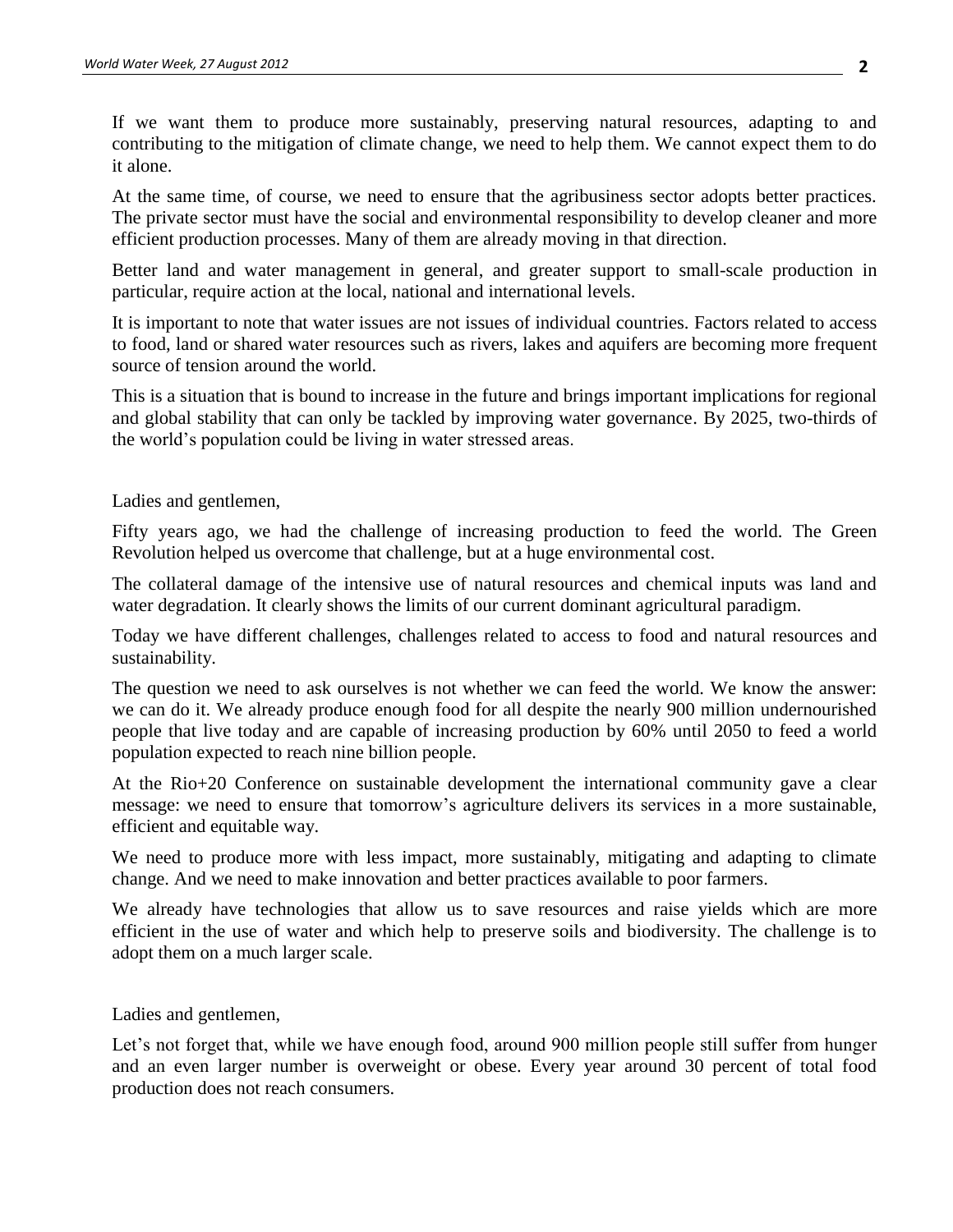If we want them to produce more sustainably, preserving natural resources, adapting to and contributing to the mitigation of climate change, we need to help them. We cannot expect them to do it alone.

At the same time, of course, we need to ensure that the agribusiness sector adopts better practices. The private sector must have the social and environmental responsibility to develop cleaner and more efficient production processes. Many of them are already moving in that direction.

Better land and water management in general, and greater support to small-scale production in particular, require action at the local, national and international levels.

It is important to note that water issues are not issues of individual countries. Factors related to access to food, land or shared water resources such as rivers, lakes and aquifers are becoming more frequent source of tension around the world.

This is a situation that is bound to increase in the future and brings important implications for regional and global stability that can only be tackled by improving water governance. By 2025, two-thirds of the world's population could be living in water stressed areas.

Ladies and gentlemen,

Fifty years ago, we had the challenge of increasing production to feed the world. The Green Revolution helped us overcome that challenge, but at a huge environmental cost.

The collateral damage of the intensive use of natural resources and chemical inputs was land and water degradation. It clearly shows the limits of our current dominant agricultural paradigm.

Today we have different challenges, challenges related to access to food and natural resources and sustainability.

The question we need to ask ourselves is not whether we can feed the world. We know the answer: we can do it. We already produce enough food for all despite the nearly 900 million undernourished people that live today and are capable of increasing production by 60% until 2050 to feed a world population expected to reach nine billion people.

At the Rio+20 Conference on sustainable development the international community gave a clear message: we need to ensure that tomorrow's agriculture delivers its services in a more sustainable, efficient and equitable way.

We need to produce more with less impact, more sustainably, mitigating and adapting to climate change. And we need to make innovation and better practices available to poor farmers.

We already have technologies that allow us to save resources and raise yields which are more efficient in the use of water and which help to preserve soils and biodiversity. The challenge is to adopt them on a much larger scale.

Ladies and gentlemen,

Let's not forget that, while we have enough food, around 900 million people still suffer from hunger and an even larger number is overweight or obese. Every year around 30 percent of total food production does not reach consumers.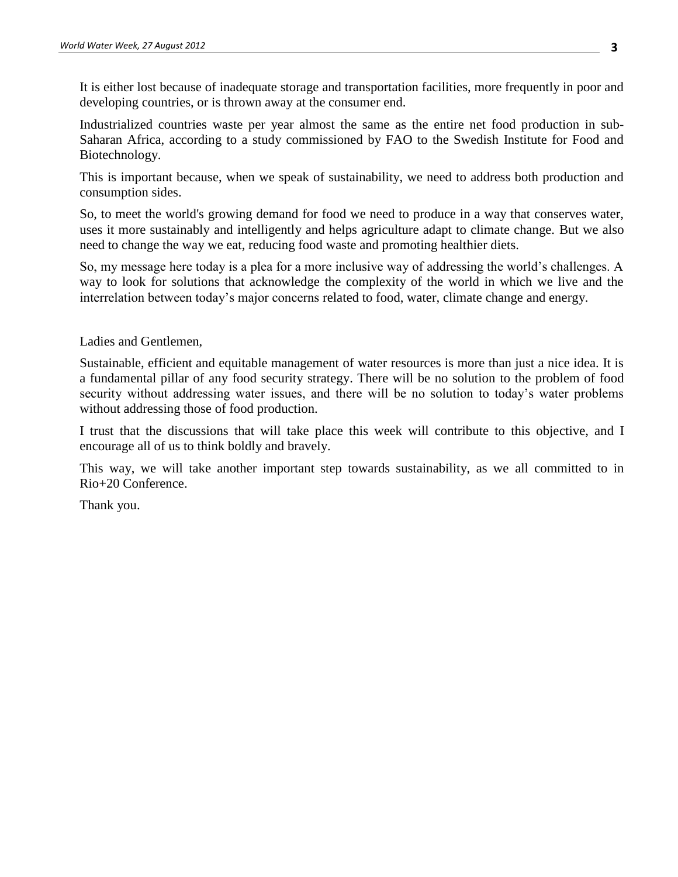It is either lost because of inadequate storage and transportation facilities, more frequently in poor and developing countries, or is thrown away at the consumer end.

Industrialized countries waste per year almost the same as the entire net food production in sub-Saharan Africa, according to a study commissioned by FAO to the Swedish Institute for Food and Biotechnology.

This is important because, when we speak of sustainability, we need to address both production and consumption sides.

So, to meet the world's growing demand for food we need to produce in a way that conserves water, uses it more sustainably and intelligently and helps agriculture adapt to climate change. But we also need to change the way we eat, reducing food waste and promoting healthier diets.

So, my message here today is a plea for a more inclusive way of addressing the world's challenges. A way to look for solutions that acknowledge the complexity of the world in which we live and the interrelation between today's major concerns related to food, water, climate change and energy.

Ladies and Gentlemen,

Sustainable, efficient and equitable management of water resources is more than just a nice idea. It is a fundamental pillar of any food security strategy. There will be no solution to the problem of food security without addressing water issues, and there will be no solution to today's water problems without addressing those of food production.

I trust that the discussions that will take place this week will contribute to this objective, and I encourage all of us to think boldly and bravely.

This way, we will take another important step towards sustainability, as we all committed to in Rio+20 Conference.

Thank you.